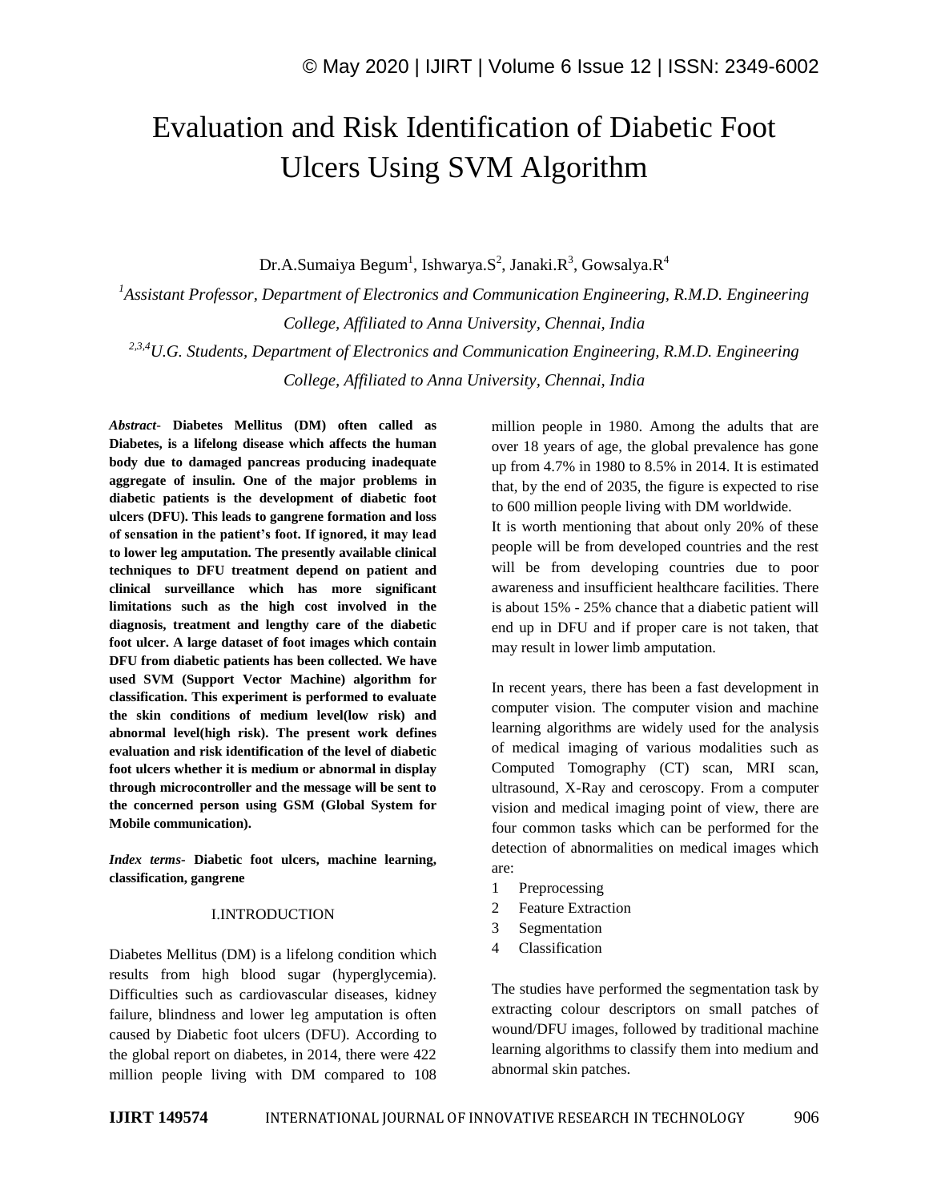# Evaluation and Risk Identification of Diabetic Foot Ulcers Using SVM Algorithm

Dr.A.Sumaiya Begum[1], Ishwarya.S[2], Janaki.R[3], Gowsalya.R[4]

[1]*Assistant Professor, Department of Electronics and Communication Engineering, R.M.D. Engineering College, Affiliated to Anna University, Chennai, India*

[2,3,4]*U.G. Students, Department of Electronics and Communication Engineering, R.M.D. Engineering College, Affiliated to Anna University, Chennai, India*

***Abstract-*** **Diabetes Mellitus (DM) often called as Diabetes, is a lifelong disease which affects the human body due to damaged pancreas producing inadequate aggregate of insulin. One of the major problems in diabetic patients is the development of diabetic foot ulcers (DFU). This leads to gangrene formation and loss of sensation in the patient's foot. If ignored, it may lead to lower leg amputation. The presently available clinical techniques to DFU treatment depend on patient and clinical surveillance which has more significant limitations such as the high cost involved in the diagnosis, treatment and lengthy care of the diabetic foot ulcer. A large dataset of foot images which contain DFU from diabetic patients has been collected. We have used SVM (Support Vector Machine) algorithm for classification. This experiment is performed to evaluate the skin conditions of medium level(low risk) and abnormal level(high risk). The present work defines evaluation and risk identification of the level of diabetic foot ulcers whether it is medium or abnormal in display through microcontroller and the message will be sent to the concerned person using GSM (Global System for Mobile communication).**

***Index terms-*** **Diabetic foot ulcers, machine learning, classification, gangrene**

## I.INTRODUCTION

Diabetes Mellitus (DM) is a lifelong condition which results from high blood sugar (hyperglycemia). Difficulties such as cardiovascular diseases, kidney failure, blindness and lower leg amputation is often caused by Diabetic foot ulcers (DFU). According to the global report on diabetes, in 2014, there were 422 million people living with DM compared to 108 million people in 1980. Among the adults that are over 18 years of age, the global prevalence has gone up from 4.7% in 1980 to 8.5% in 2014. It is estimated that, by the end of 2035, the figure is expected to rise to 600 million people living with DM worldwide.

It is worth mentioning that about only 20% of these people will be from developed countries and the rest will be from developing countries due to poor awareness and insufficient healthcare facilities. There is about 15% - 25% chance that a diabetic patient will end up in DFU and if proper care is not taken, that may result in lower limb amputation.

In recent years, there has been a fast development in computer vision. The computer vision and machine learning algorithms are widely used for the analysis of medical imaging of various modalities such as Computed Tomography (CT) scan, MRI scan, ultrasound, X-Ray and ceroscopy. From a computer vision and medical imaging point of view, there are four common tasks which can be performed for the detection of abnormalities on medical images which are:

1. Preprocessing
2. Feature Extraction
3. Segmentation
4. Classification

The studies have performed the segmentation task by extracting colour descriptors on small patches of wound/DFU images, followed by traditional machine learning algorithms to classify them into medium and abnormal skin patches.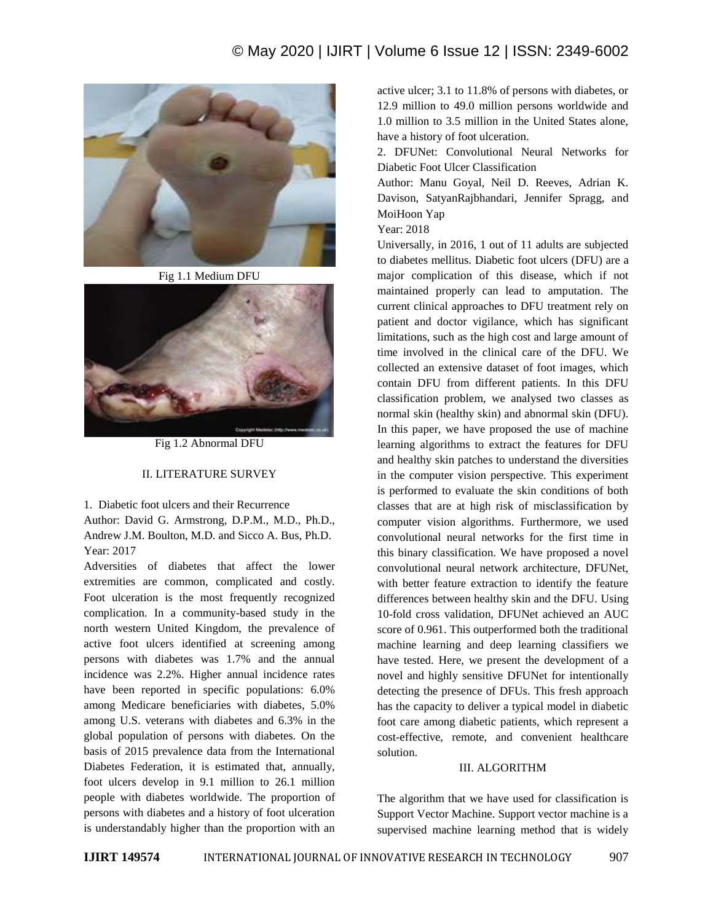Fig 1.1 Medium DFU

Fig 1.2 Abnormal DFU

## II. LITERATURE SURVEY

1. Diabetic foot ulcers and their Recurrence

Author: David G. Armstrong, D.P.M., M.D., Ph.D., Andrew J.M. Boulton, M.D. and Sicco A. Bus, Ph.D.

Year: 2017

Adversities of diabetes that affect the lower extremities are common, complicated and costly. Foot ulceration is the most frequently recognized complication. In a community-based study in the north western United Kingdom, the prevalence of active foot ulcers identified at screening among persons with diabetes was 1.7% and the annual incidence was 2.2%. Higher annual incidence rates have been reported in specific populations: 6.0% among Medicare beneficiaries with diabetes, 5.0% among U.S. veterans with diabetes and 6.3% in the global population of persons with diabetes. On the basis of 2015 prevalence data from the International Diabetes Federation, it is estimated that, annually, foot ulcers develop in 9.1 million to 26.1 million people with diabetes worldwide. The proportion of persons with diabetes and a history of foot ulceration is understandably higher than the proportion with an active ulcer; 3.1 to 11.8% of persons with diabetes, or 12.9 million to 49.0 million persons worldwide and 1.0 million to 3.5 million in the United States alone, have a history of foot ulceration.

2. DFUNet: Convolutional Neural Networks for Diabetic Foot Ulcer Classification

Author: Manu Goyal, Neil D. Reeves, Adrian K. Davison, SatyanRajbhandari, Jennifer Spragg, and MoiHoon Yap

Year: 2018

Universally, in 2016, 1 out of 11 adults are subjected to diabetes mellitus. Diabetic foot ulcers (DFU) are a major complication of this disease, which if not maintained properly can lead to amputation. The current clinical approaches to DFU treatment rely on patient and doctor vigilance, which has significant limitations, such as the high cost and large amount of time involved in the clinical care of the DFU. We collected an extensive dataset of foot images, which contain DFU from different patients. In this DFU classification problem, we analysed two classes as normal skin (healthy skin) and abnormal skin (DFU). In this paper, we have proposed the use of machine learning algorithms to extract the features for DFU and healthy skin patches to understand the diversities in the computer vision perspective. This experiment is performed to evaluate the skin conditions of both classes that are at high risk of misclassification by computer vision algorithms. Furthermore, we used convolutional neural networks for the first time in this binary classification. We have proposed a novel convolutional neural network architecture, DFUNet, with better feature extraction to identify the feature differences between healthy skin and the DFU. Using 10-fold cross validation, DFUNet achieved an AUC score of 0.961. This outperformed both the traditional machine learning and deep learning classifiers we have tested. Here, we present the development of a novel and highly sensitive DFUNet for intentionally detecting the presence of DFUs. This fresh approach has the capacity to deliver a typical model in diabetic foot care among diabetic patients, which represent a cost-effective, remote, and convenient healthcare solution.

## III. ALGORITHM

The algorithm that we have used for classification is Support Vector Machine. Support vector machine is a supervised machine learning method that is widely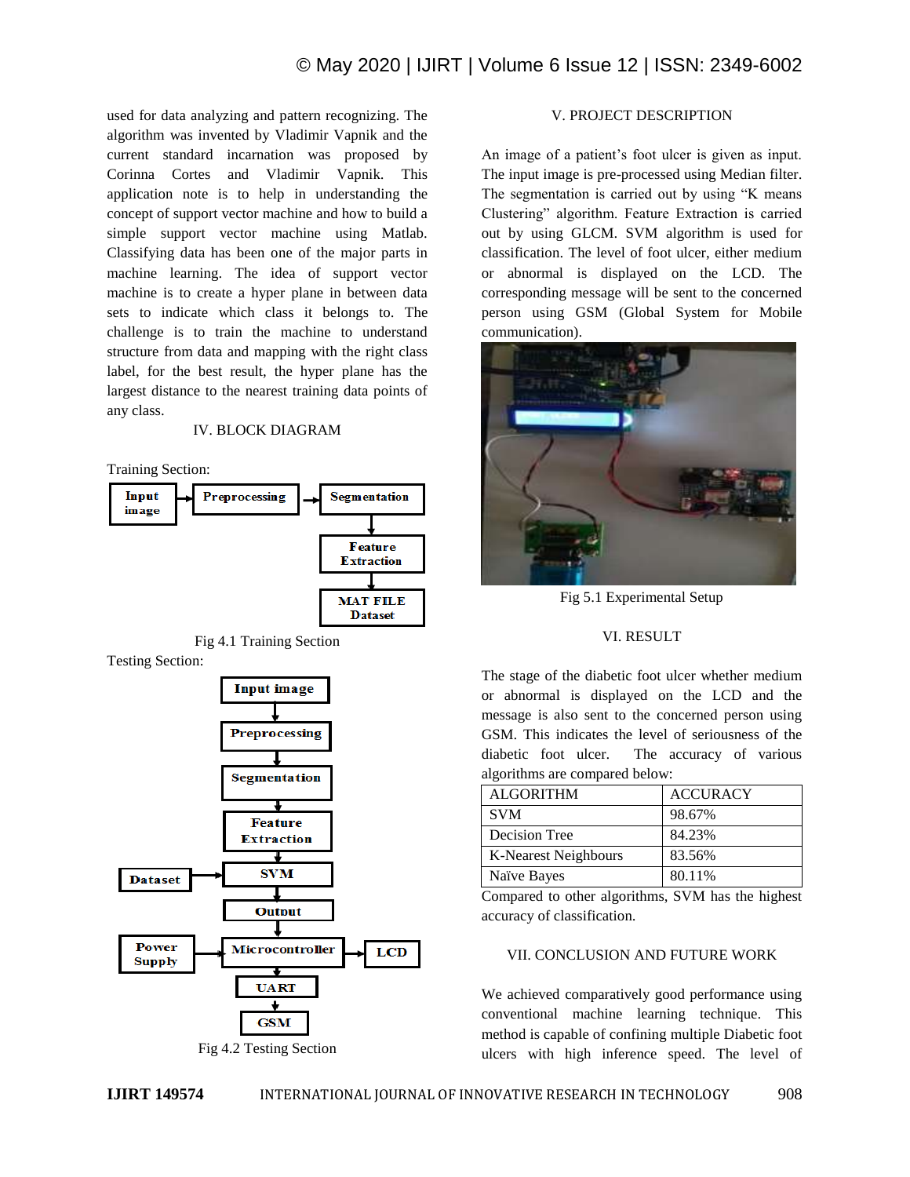used for data analyzing and pattern recognizing. The algorithm was invented by Vladimir Vapnik and the current standard incarnation was proposed by Corinna Cortes and Vladimir Vapnik. This application note is to help in understanding the concept of support vector machine and how to build a simple support vector machine using Matlab. Classifying data has been one of the major parts in machine learning. The idea of support vector machine is to create a hyper plane in between data sets to indicate which class it belongs to. The challenge is to train the machine to understand structure from data and mapping with the right class label, for the best result, the hyper plane has the largest distance to the nearest training data points of any class.

## IV. BLOCK DIAGRAM

Training Section:

Input image → Preprocessing → Segmentation → Feature Extraction → MAT FILE Dataset

Fig 4.1 Training Section

Testing Section:

Input image → Preprocessing → Segmentation → Feature Extraction → SVM (← Dataset) → Output → Microcontroller (← Power Supply; → LCD) → UART → GSM

Fig 4.2 Testing Section

## V. PROJECT DESCRIPTION

An image of a patient's foot ulcer is given as input. The input image is pre-processed using Median filter. The segmentation is carried out by using "K means Clustering" algorithm. Feature Extraction is carried out by using GLCM. SVM algorithm is used for classification. The level of foot ulcer, either medium or abnormal is displayed on the LCD. The corresponding message will be sent to the concerned person using GSM (Global System for Mobile communication).

Fig 5.1 Experimental Setup

## VI. RESULT

The stage of the diabetic foot ulcer whether medium or abnormal is displayed on the LCD and the message is also sent to the concerned person using GSM. This indicates the level of seriousness of the diabetic foot ulcer. The accuracy of various algorithms are compared below:

| ALGORITHM | ACCURACY |
| --- | --- |
| SVM | 98.67% |
| Decision Tree | 84.23% |
| K-Nearest Neighbours | 83.56% |
| Naïve Bayes | 80.11% |

Compared to other algorithms, SVM has the highest accuracy of classification.

## VII. CONCLUSION AND FUTURE WORK

We achieved comparatively good performance using conventional machine learning technique. This method is capable of confining multiple Diabetic foot ulcers with high inference speed. The level of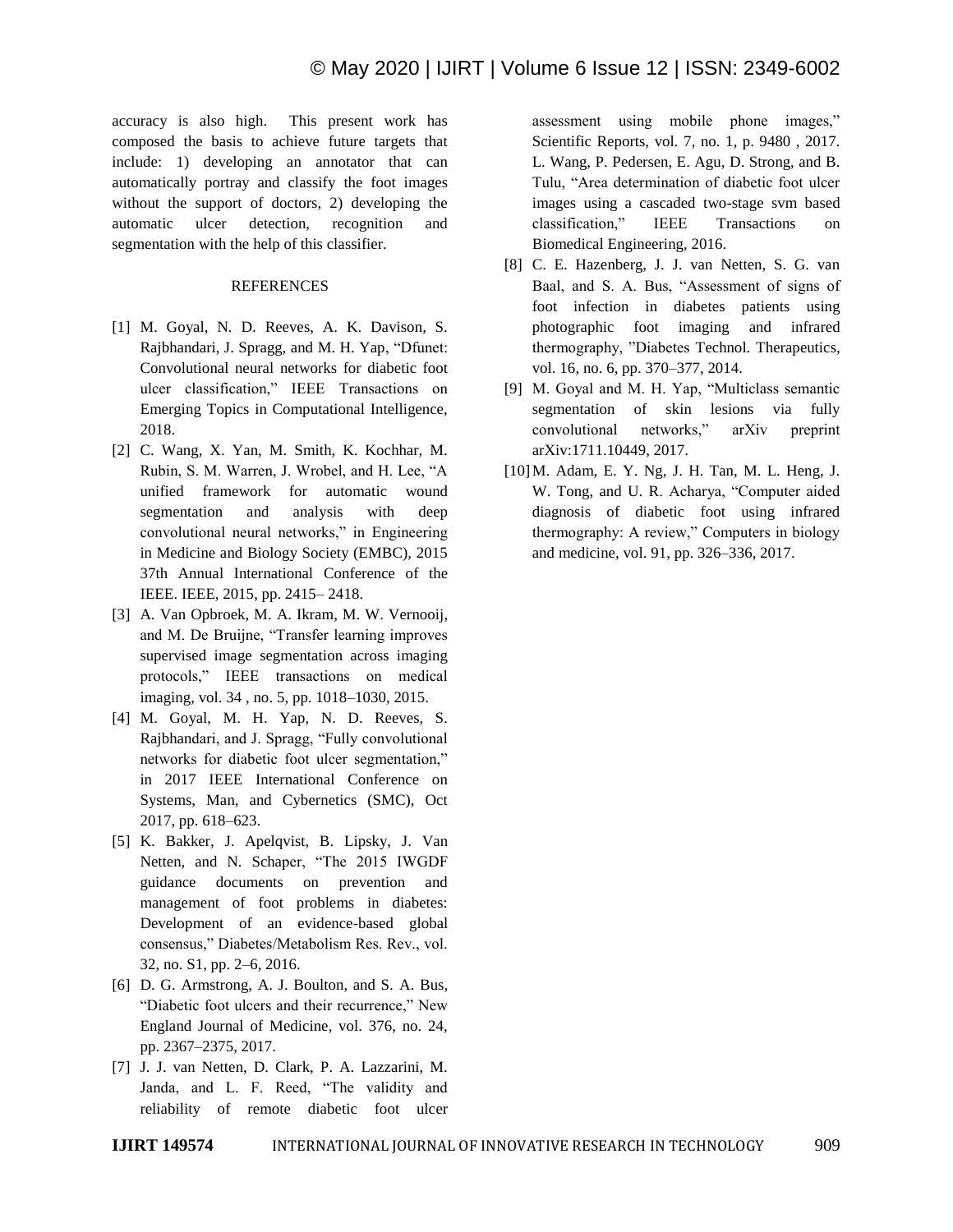accuracy is also high. This present work has composed the basis to achieve future targets that include: 1) developing an annotator that can automatically portray and classify the foot images without the support of doctors, 2) developing the automatic ulcer detection, recognition and segmentation with the help of this classifier.

## REFERENCES

[1] M. Goyal, N. D. Reeves, A. K. Davison, S. Rajbhandari, J. Spragg, and M. H. Yap, "Dfunet: Convolutional neural networks for diabetic foot ulcer classification," IEEE Transactions on Emerging Topics in Computational Intelligence, 2018.

[2] C. Wang, X. Yan, M. Smith, K. Kochhar, M. Rubin, S. M. Warren, J. Wrobel, and H. Lee, "A unified framework for automatic wound segmentation and analysis with deep convolutional neural networks," in Engineering in Medicine and Biology Society (EMBC), 2015 37th Annual International Conference of the IEEE. IEEE, 2015, pp. 2415– 2418.

[3] A. Van Opbroek, M. A. Ikram, M. W. Vernooij, and M. De Bruijne, "Transfer learning improves supervised image segmentation across imaging protocols," IEEE transactions on medical imaging, vol. 34 , no. 5, pp. 1018–1030, 2015.

[4] M. Goyal, M. H. Yap, N. D. Reeves, S. Rajbhandari, and J. Spragg, "Fully convolutional networks for diabetic foot ulcer segmentation," in 2017 IEEE International Conference on Systems, Man, and Cybernetics (SMC), Oct 2017, pp. 618–623.

[5] K. Bakker, J. Apelqvist, B. Lipsky, J. Van Netten, and N. Schaper, "The 2015 IWGDF guidance documents on prevention and management of foot problems in diabetes: Development of an evidence-based global consensus," Diabetes/Metabolism Res. Rev., vol. 32, no. S1, pp. 2–6, 2016.

[6] D. G. Armstrong, A. J. Boulton, and S. A. Bus, "Diabetic foot ulcers and their recurrence," New England Journal of Medicine, vol. 376, no. 24, pp. 2367–2375, 2017.

[7] J. J. van Netten, D. Clark, P. A. Lazzarini, M. Janda, and L. F. Reed, "The validity and reliability of remote diabetic foot ulcer assessment using mobile phone images," Scientific Reports, vol. 7, no. 1, p. 9480 , 2017. L. Wang, P. Pedersen, E. Agu, D. Strong, and B. Tulu, "Area determination of diabetic foot ulcer images using a cascaded two-stage svm based classification," IEEE Transactions on Biomedical Engineering, 2016.

[8] C. E. Hazenberg, J. J. van Netten, S. G. van Baal, and S. A. Bus, "Assessment of signs of foot infection in diabetes patients using photographic foot imaging and infrared thermography, "Diabetes Technol. Therapeutics, vol. 16, no. 6, pp. 370–377, 2014.

[9] M. Goyal and M. H. Yap, "Multiclass semantic segmentation of skin lesions via fully convolutional networks," arXiv preprint arXiv:1711.10449, 2017.

[10] M. Adam, E. Y. Ng, J. H. Tan, M. L. Heng, J. W. Tong, and U. R. Acharya, "Computer aided diagnosis of diabetic foot using infrared thermography: A review," Computers in biology and medicine, vol. 91, pp. 326–336, 2017.